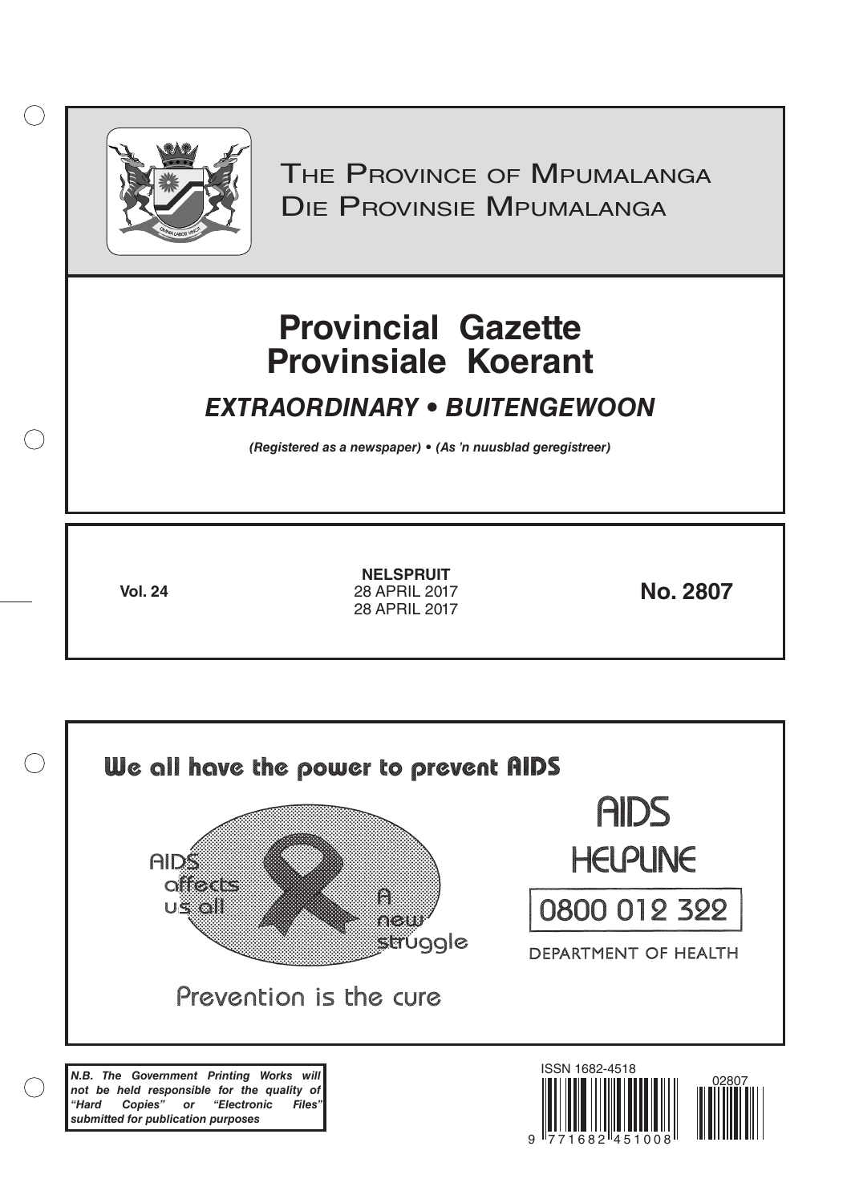THE PROVINCE OF MPUMALANGA
DIE PROVINSIE MPUMALANGA

# Provincial Gazette
# Provinsiale Koerant

## *EXTRAORDINARY • BUITENGEWOON*

***(Registered as a newspaper) • (As 'n nuusblad geregistreer)***

**Vol. 24**

**NELSPRUIT**
28 APRIL 2017
28 APRIL 2017

**No. 2807**

We all have the power to prevent AIDS

AIDS affects us all

A new struggle

Prevention is the cure

AIDS HELPLINE

0800 012 322

DEPARTMENT OF HEALTH

***N.B. The Government Printing Works will not be held responsible for the quality of "Hard Copies" or "Electronic Files" submitted for publication purposes***

ISSN 1682-4518

02807

9 771682 451008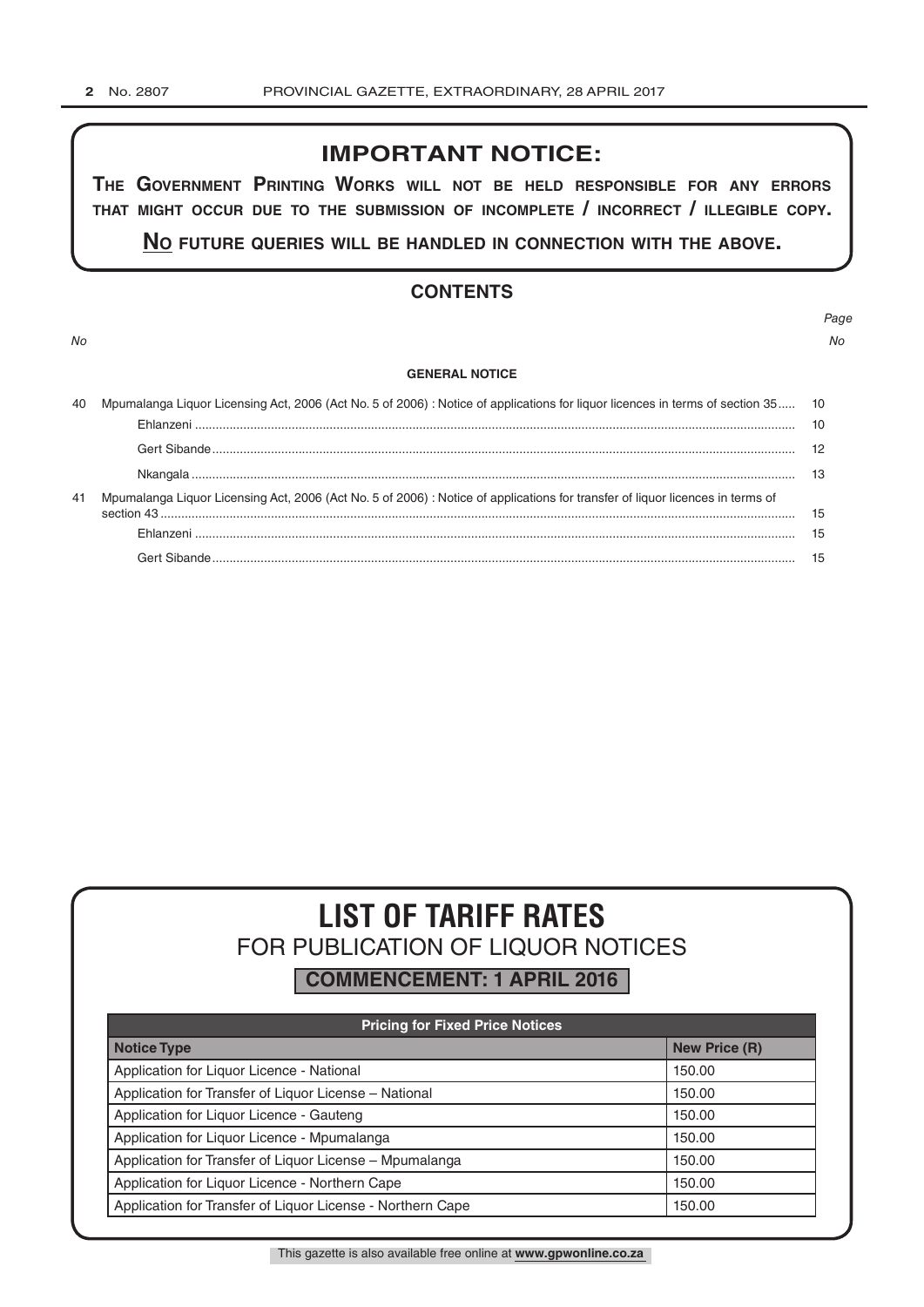## IMPORTANT NOTICE:

**THE GOVERNMENT PRINTING WORKS WILL NOT BE HELD RESPONSIBLE FOR ANY ERRORS THAT MIGHT OCCUR DUE TO THE SUBMISSION OF INCOMPLETE / INCORRECT / ILLEGIBLE COPY.**

**NO FUTURE QUERIES WILL BE HANDLED IN CONNECTION WITH THE ABOVE.**

## CONTENTS

| No | | Page No |
|---|---|---|
| | **GENERAL NOTICE** | |
| 40 | Mpumalanga Liquor Licensing Act, 2006 (Act No. 5 of 2006) : Notice of applications for liquor licences in terms of section 35 | 10 |
| | Ehlanzeni | 10 |
| | Gert Sibande | 12 |
| | Nkangala | 13 |
| 41 | Mpumalanga Liquor Licensing Act, 2006 (Act No. 5 of 2006) : Notice of applications for transfer of liquor licences in terms of section 43 | 15 |
| | Ehlanzeni | 15 |
| | Gert Sibande | 15 |

# LIST OF TARIFF RATES

## FOR PUBLICATION OF LIQUOR NOTICES

**COMMENCEMENT: 1 APRIL 2016**

| Pricing for Fixed Price Notices | |
|---|---|
| **Notice Type** | **New Price (R)** |
| Application for Liquor Licence - National | 150.00 |
| Application for Transfer of Liquor License – National | 150.00 |
| Application for Liquor Licence - Gauteng | 150.00 |
| Application for Liquor Licence - Mpumalanga | 150.00 |
| Application for Transfer of Liquor License – Mpumalanga | 150.00 |
| Application for Liquor Licence - Northern Cape | 150.00 |
| Application for Transfer of Liquor License - Northern Cape | 150.00 |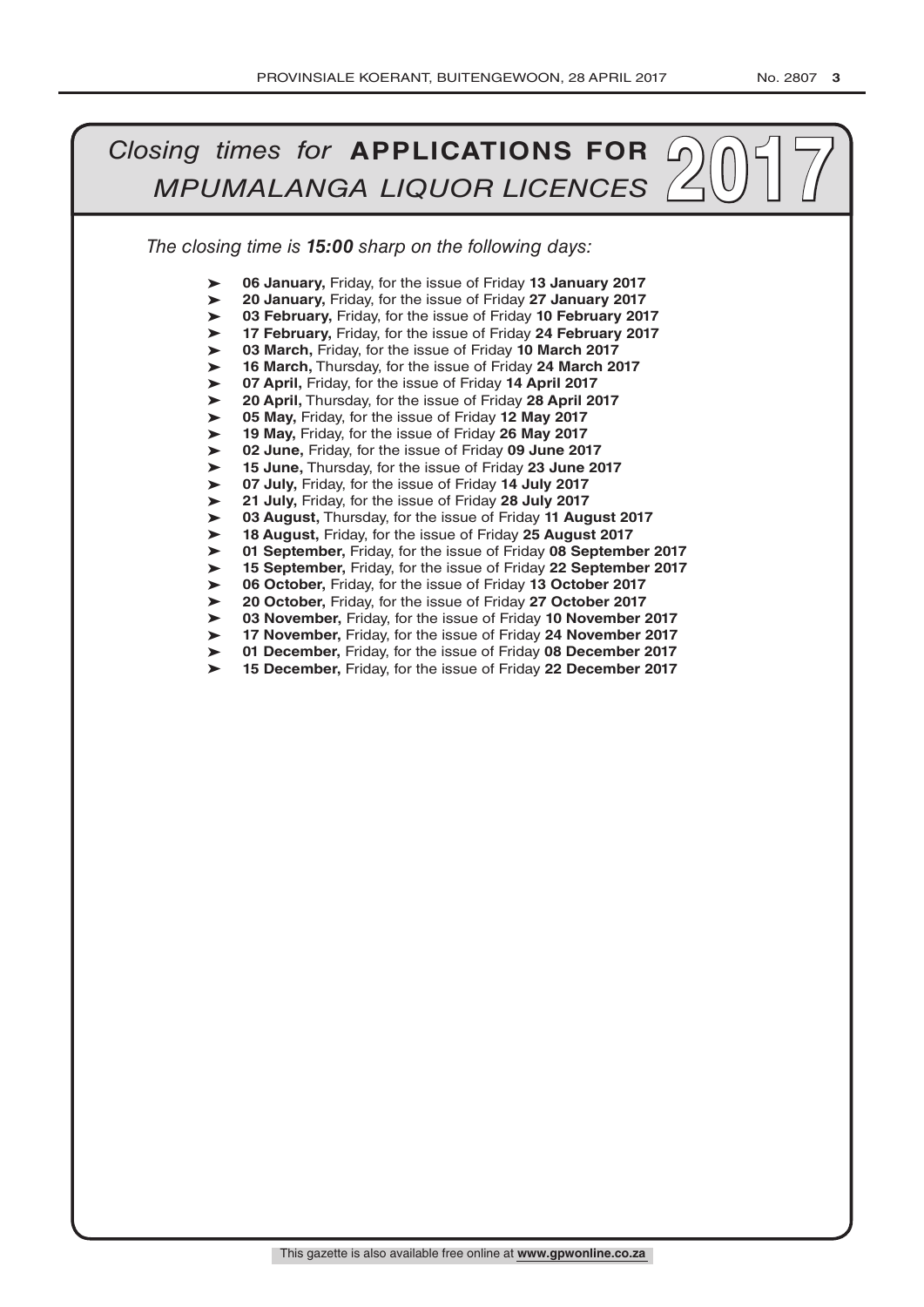# *Closing times for* **APPLICATIONS FOR** *MPUMALANGA LIQUOR LICENCES* 2017

*The closing time is **15:00** sharp on the following days:*

- **06 January,** Friday, for the issue of Friday **13 January 2017**
- **20 January,** Friday, for the issue of Friday **27 January 2017**
- **03 February,** Friday, for the issue of Friday **10 February 2017**
- **17 February,** Friday, for the issue of Friday **24 February 2017**
- **03 March,** Friday, for the issue of Friday **10 March 2017**
- **16 March,** Thursday, for the issue of Friday **24 March 2017**
- **07 April,** Friday, for the issue of Friday **14 April 2017**
- **20 April,** Thursday, for the issue of Friday **28 April 2017**
- **05 May,** Friday, for the issue of Friday **12 May 2017**
- **19 May,** Friday, for the issue of Friday **26 May 2017**
- **02 June,** Friday, for the issue of Friday **09 June 2017**
- **15 June,** Thursday, for the issue of Friday **23 June 2017**
- **07 July,** Friday, for the issue of Friday **14 July 2017**
- **21 July,** Friday, for the issue of Friday **28 July 2017**
- **03 August,** Thursday, for the issue of Friday **11 August 2017**
- **18 August,** Friday, for the issue of Friday **25 August 2017**
- **01 September,** Friday, for the issue of Friday **08 September 2017**
- **15 September,** Friday, for the issue of Friday **22 September 2017**
- **06 October,** Friday, for the issue of Friday **13 October 2017**
- **20 October,** Friday, for the issue of Friday **27 October 2017**
- **03 November,** Friday, for the issue of Friday **10 November 2017**
- **17 November,** Friday, for the issue of Friday **24 November 2017**
- **01 December,** Friday, for the issue of Friday **08 December 2017**
- **15 December,** Friday, for the issue of Friday **22 December 2017**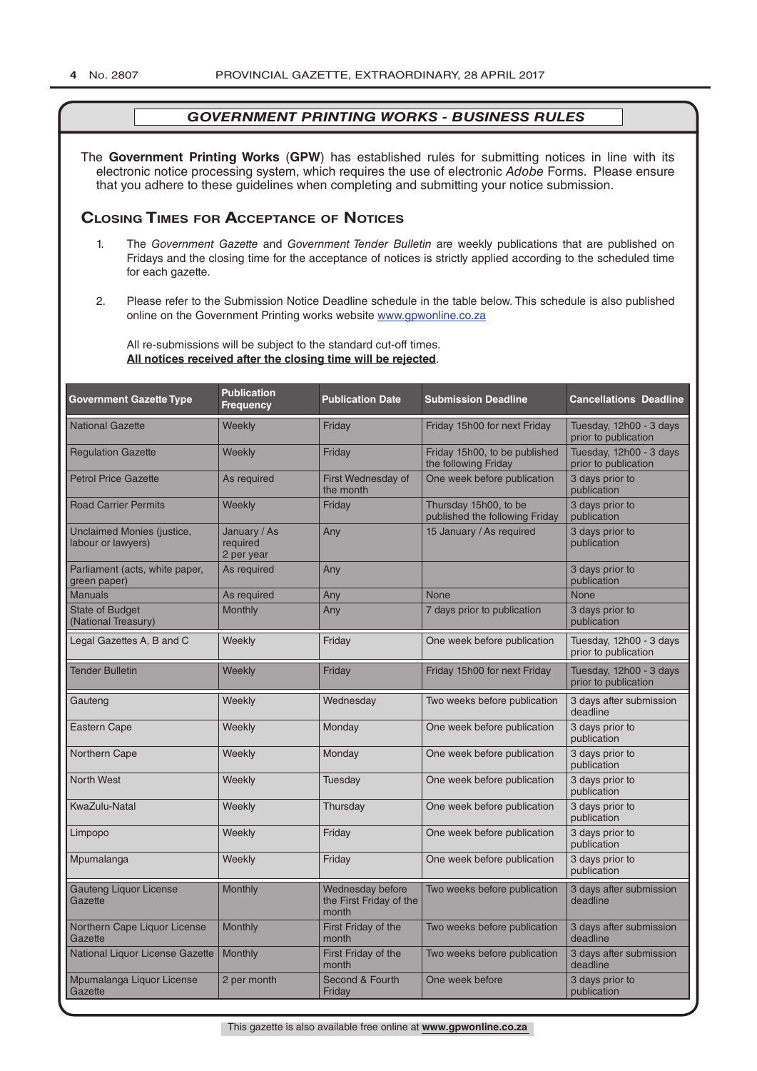## *GOVERNMENT PRINTING WORKS - BUSINESS RULES*

The **Government Printing Works** (**GPW**) has established rules for submitting notices in line with its electronic notice processing system, which requires the use of electronic *Adobe* Forms. Please ensure that you adhere to these guidelines when completing and submitting your notice submission.

### Closing Times for Acceptance of Notices

1. The *Government Gazette* and *Government Tender Bulletin* are weekly publications that are published on Fridays and the closing time for the acceptance of notices is strictly applied according to the scheduled time for each gazette.

2. Please refer to the Submission Notice Deadline schedule in the table below. This schedule is also published online on the Government Printing works website www.gpwonline.co.za

   All re-submissions will be subject to the standard cut-off times.
   **All notices received after the closing time will be rejected**.

| Government Gazette Type | Publication Frequency | Publication Date | Submission Deadline | Cancellations Deadline |
|---|---|---|---|---|
| National Gazette | Weekly | Friday | Friday 15h00 for next Friday | Tuesday, 12h00 - 3 days prior to publication |
| Regulation Gazette | Weekly | Friday | Friday 15h00, to be published the following Friday | Tuesday, 12h00 - 3 days prior to publication |
| Petrol Price Gazette | As required | First Wednesday of the month | One week before publication | 3 days prior to publication |
| Road Carrier Permits | Weekly | Friday | Thursday 15h00, to be published the following Friday | 3 days prior to publication |
| Unclaimed Monies (justice, labour or lawyers) | January / As required 2 per year | Any | 15 January / As required | 3 days prior to publication |
| Parliament (acts, white paper, green paper) | As required | Any | | 3 days prior to publication |
| Manuals | As required | Any | None | None |
| State of Budget (National Treasury) | Monthly | Any | 7 days prior to publication | 3 days prior to publication |
| Legal Gazettes A, B and C | Weekly | Friday | One week before publication | Tuesday, 12h00 - 3 days prior to publication |
| Tender Bulletin | Weekly | Friday | Friday 15h00 for next Friday | Tuesday, 12h00 - 3 days prior to publication |
| Gauteng | Weekly | Wednesday | Two weeks before publication | 3 days after submission deadline |
| Eastern Cape | Weekly | Monday | One week before publication | 3 days prior to publication |
| Northern Cape | Weekly | Monday | One week before publication | 3 days prior to publication |
| North West | Weekly | Tuesday | One week before publication | 3 days prior to publication |
| KwaZulu-Natal | Weekly | Thursday | One week before publication | 3 days prior to publication |
| Limpopo | Weekly | Friday | One week before publication | 3 days prior to publication |
| Mpumalanga | Weekly | Friday | One week before publication | 3 days prior to publication |
| Gauteng Liquor License Gazette | Monthly | Wednesday before the First Friday of the month | Two weeks before publication | 3 days after submission deadline |
| Northern Cape Liquor License Gazette | Monthly | First Friday of the month | Two weeks before publication | 3 days after submission deadline |
| National Liquor License Gazette | Monthly | First Friday of the month | Two weeks before publication | 3 days after submission deadline |
| Mpumalanga Liquor License Gazette | 2 per month | Second & Fourth Friday | One week before | 3 days prior to publication |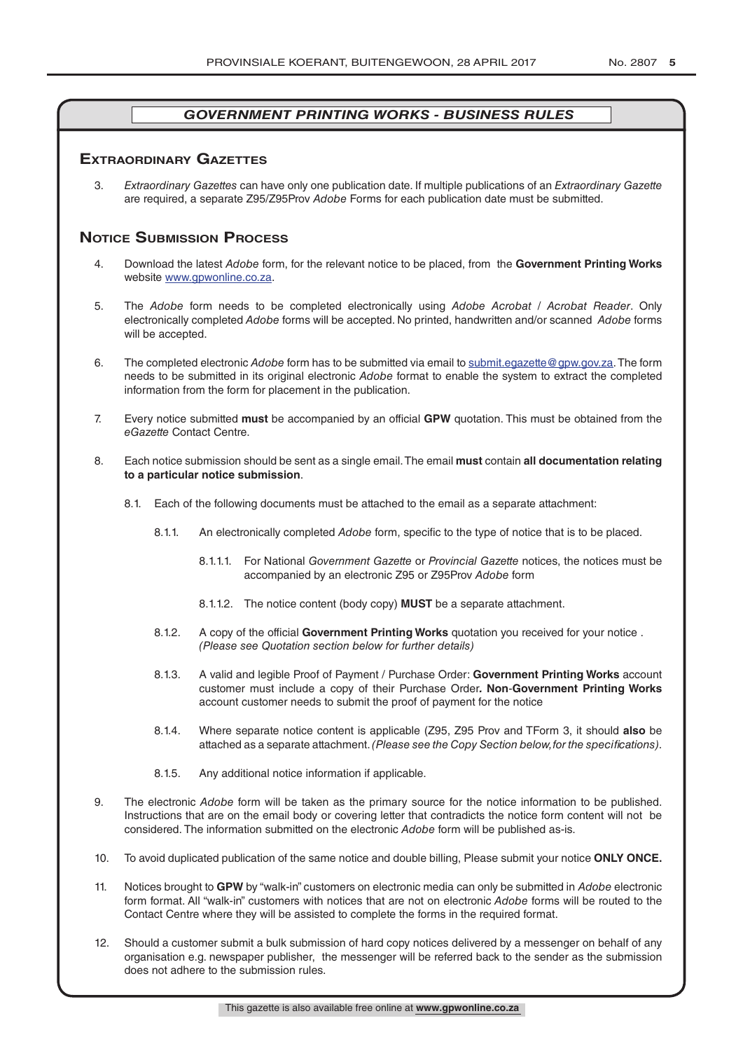## *GOVERNMENT PRINTING WORKS - BUSINESS RULES*

### Extraordinary Gazettes

3. *Extraordinary Gazettes* can have only one publication date. If multiple publications of an *Extraordinary Gazette* are required, a separate Z95/Z95Prov *Adobe* Forms for each publication date must be submitted.

### Notice Submission Process

4. Download the latest *Adobe* form, for the relevant notice to be placed, from the **Government Printing Works** website www.gpwonline.co.za.

5. The *Adobe* form needs to be completed electronically using *Adobe Acrobat* / *Acrobat Reader*. Only electronically completed *Adobe* forms will be accepted. No printed, handwritten and/or scanned *Adobe* forms will be accepted.

6. The completed electronic *Adobe* form has to be submitted via email to submit.egazette@gpw.gov.za. The form needs to be submitted in its original electronic *Adobe* format to enable the system to extract the completed information from the form for placement in the publication.

7. Every notice submitted **must** be accompanied by an official **GPW** quotation. This must be obtained from the *eGazette* Contact Centre.

8. Each notice submission should be sent as a single email. The email **must** contain **all documentation relating to a particular notice submission**.

   8.1. Each of the following documents must be attached to the email as a separate attachment:

      8.1.1. An electronically completed *Adobe* form, specific to the type of notice that is to be placed.

         8.1.1.1. For National *Government Gazette* or *Provincial Gazette* notices, the notices must be accompanied by an electronic Z95 or Z95Prov *Adobe* form

         8.1.1.2. The notice content (body copy) **MUST** be a separate attachment.

      8.1.2. A copy of the official **Government Printing Works** quotation you received for your notice . *(Please see Quotation section below for further details)*

      8.1.3. A valid and legible Proof of Payment / Purchase Order: **Government Printing Works** account customer must include a copy of their Purchase Order**. Non**-**Government Printing Works** account customer needs to submit the proof of payment for the notice

      8.1.4. Where separate notice content is applicable (Z95, Z95 Prov and TForm 3, it should **also** be attached as a separate attachment. *(Please see the Copy Section below, for the specifications)*.

      8.1.5. Any additional notice information if applicable.

9. The electronic *Adobe* form will be taken as the primary source for the notice information to be published. Instructions that are on the email body or covering letter that contradicts the notice form content will not be considered. The information submitted on the electronic *Adobe* form will be published as-is.

10. To avoid duplicated publication of the same notice and double billing, Please submit your notice **ONLY ONCE.**

11. Notices brought to **GPW** by "walk-in" customers on electronic media can only be submitted in *Adobe* electronic form format. All "walk-in" customers with notices that are not on electronic *Adobe* forms will be routed to the Contact Centre where they will be assisted to complete the forms in the required format.

12. Should a customer submit a bulk submission of hard copy notices delivered by a messenger on behalf of any organisation e.g. newspaper publisher, the messenger will be referred back to the sender as the submission does not adhere to the submission rules.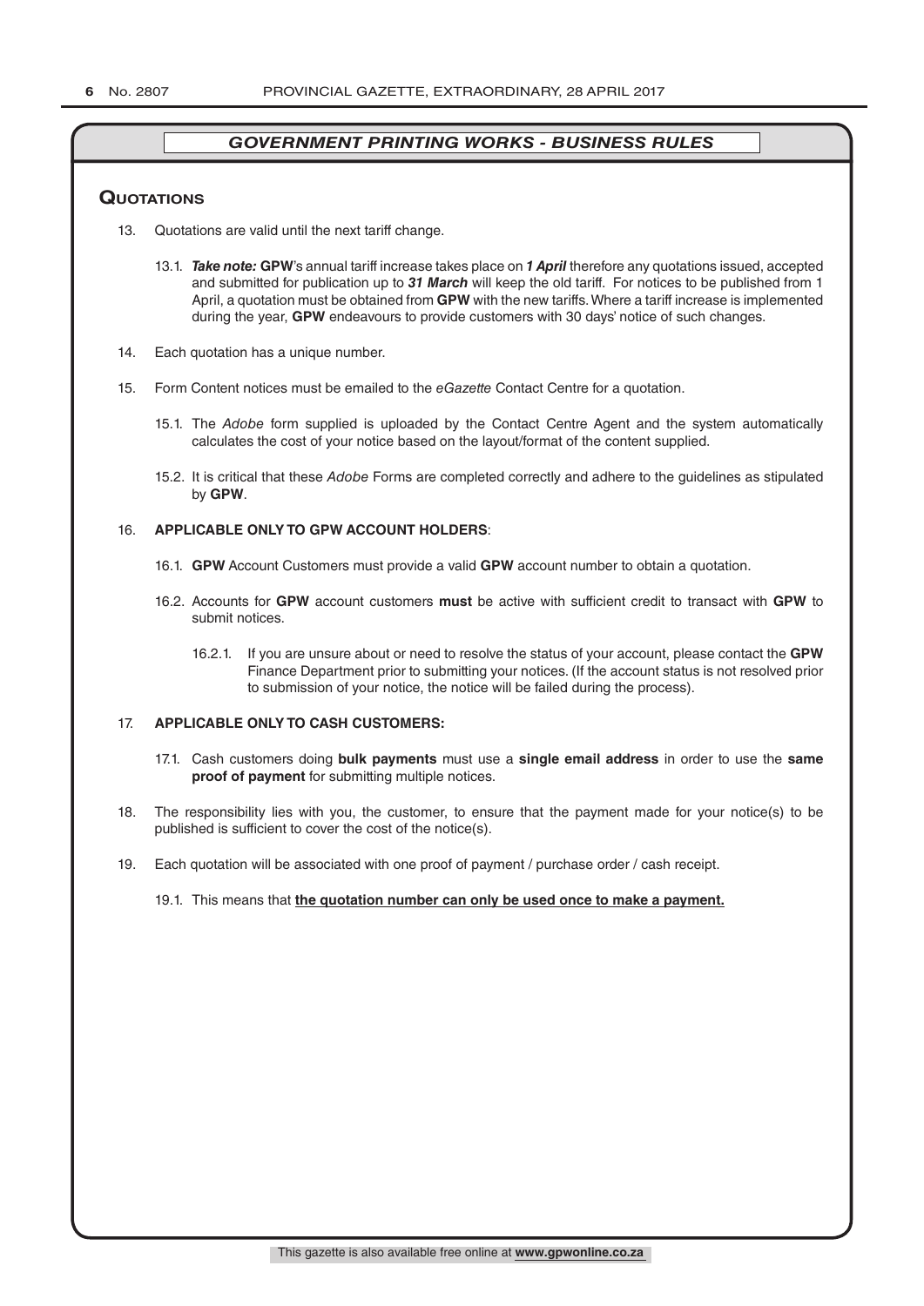## GOVERNMENT PRINTING WORKS - BUSINESS RULES

### Quotations

13. Quotations are valid until the next tariff change.

    13.1. ***Take note:*** **GPW**'s annual tariff increase takes place on ***1 April*** therefore any quotations issued, accepted and submitted for publication up to ***31 March*** will keep the old tariff. For notices to be published from 1 April, a quotation must be obtained from **GPW** with the new tariffs. Where a tariff increase is implemented during the year, **GPW** endeavours to provide customers with 30 days' notice of such changes.

14. Each quotation has a unique number.

15. Form Content notices must be emailed to the *eGazette* Contact Centre for a quotation.

    15.1. The *Adobe* form supplied is uploaded by the Contact Centre Agent and the system automatically calculates the cost of your notice based on the layout/format of the content supplied.

    15.2. It is critical that these *Adobe* Forms are completed correctly and adhere to the guidelines as stipulated by **GPW**.

16. **APPLICABLE ONLY TO GPW ACCOUNT HOLDERS**:

    16.1. **GPW** Account Customers must provide a valid **GPW** account number to obtain a quotation.

    16.2. Accounts for **GPW** account customers **must** be active with sufficient credit to transact with **GPW** to submit notices.

    16.2.1. If you are unsure about or need to resolve the status of your account, please contact the **GPW** Finance Department prior to submitting your notices. (If the account status is not resolved prior to submission of your notice, the notice will be failed during the process).

17. **APPLICABLE ONLY TO CASH CUSTOMERS:**

    17.1. Cash customers doing **bulk payments** must use a **single email address** in order to use the **same proof of payment** for submitting multiple notices.

18. The responsibility lies with you, the customer, to ensure that the payment made for your notice(s) to be published is sufficient to cover the cost of the notice(s).

19. Each quotation will be associated with one proof of payment / purchase order / cash receipt.

    19.1. This means that **the quotation number can only be used once to make a payment.**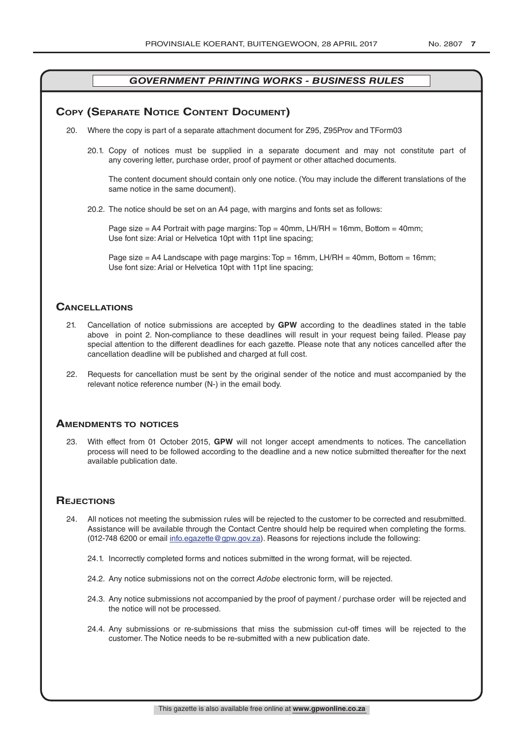## *GOVERNMENT PRINTING WORKS - BUSINESS RULES*

### Copy (Separate Notice Content Document)

20. Where the copy is part of a separate attachment document for Z95, Z95Prov and TForm03

    20.1. Copy of notices must be supplied in a separate document and may not constitute part of any covering letter, purchase order, proof of payment or other attached documents.

    The content document should contain only one notice. (You may include the different translations of the same notice in the same document).

    20.2. The notice should be set on an A4 page, with margins and fonts set as follows:

    Page size = A4 Portrait with page margins: Top = 40mm, LH/RH = 16mm, Bottom = 40mm;
    Use font size: Arial or Helvetica 10pt with 11pt line spacing;

    Page size = A4 Landscape with page margins: Top = 16mm, LH/RH = 40mm, Bottom = 16mm;
    Use font size: Arial or Helvetica 10pt with 11pt line spacing;

### Cancellations

21. Cancellation of notice submissions are accepted by **GPW** according to the deadlines stated in the table above in point 2. Non-compliance to these deadlines will result in your request being failed. Please pay special attention to the different deadlines for each gazette. Please note that any notices cancelled after the cancellation deadline will be published and charged at full cost.

22. Requests for cancellation must be sent by the original sender of the notice and must accompanied by the relevant notice reference number (N-) in the email body.

### Amendments to notices

23. With effect from 01 October 2015, **GPW** will not longer accept amendments to notices. The cancellation process will need to be followed according to the deadline and a new notice submitted thereafter for the next available publication date.

### Rejections

24. All notices not meeting the submission rules will be rejected to the customer to be corrected and resubmitted. Assistance will be available through the Contact Centre should help be required when completing the forms. (012-748 6200 or email info.egazette@gpw.gov.za). Reasons for rejections include the following:

    24.1. Incorrectly completed forms and notices submitted in the wrong format, will be rejected.

    24.2. Any notice submissions not on the correct *Adobe* electronic form, will be rejected.

    24.3. Any notice submissions not accompanied by the proof of payment / purchase order will be rejected and the notice will not be processed.

    24.4. Any submissions or re-submissions that miss the submission cut-off times will be rejected to the customer. The Notice needs to be re-submitted with a new publication date.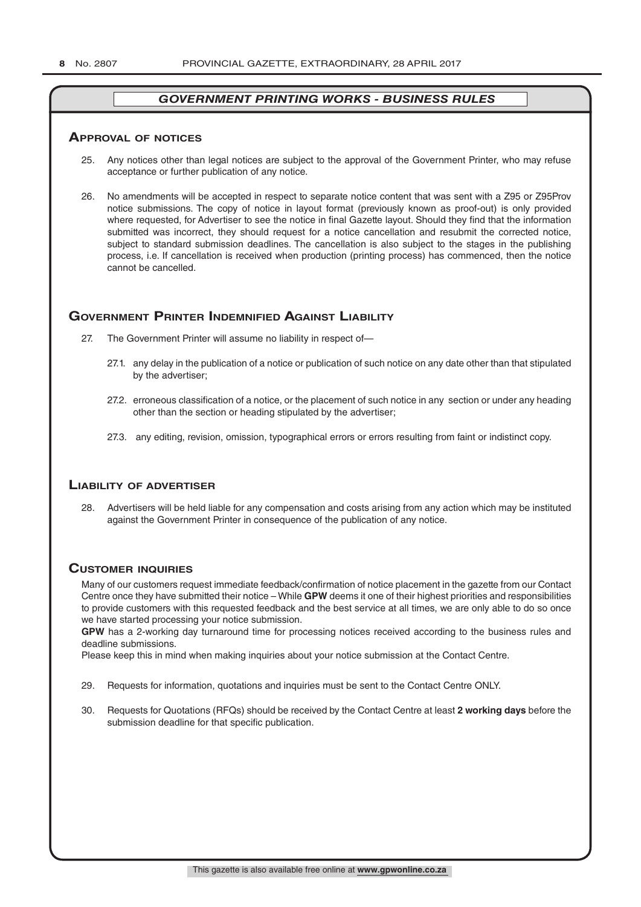## *GOVERNMENT PRINTING WORKS - BUSINESS RULES*

### Approval of notices

25. Any notices other than legal notices are subject to the approval of the Government Printer, who may refuse acceptance or further publication of any notice.

26. No amendments will be accepted in respect to separate notice content that was sent with a Z95 or Z95Prov notice submissions. The copy of notice in layout format (previously known as proof-out) is only provided where requested, for Advertiser to see the notice in final Gazette layout. Should they find that the information submitted was incorrect, they should request for a notice cancellation and resubmit the corrected notice, subject to standard submission deadlines. The cancellation is also subject to the stages in the publishing process, i.e. If cancellation is received when production (printing process) has commenced, then the notice cannot be cancelled.

### Government Printer Indemnified Against Liability

27. The Government Printer will assume no liability in respect of—

    27.1. any delay in the publication of a notice or publication of such notice on any date other than that stipulated by the advertiser;

    27.2. erroneous classification of a notice, or the placement of such notice in any section or under any heading other than the section or heading stipulated by the advertiser;

    27.3. any editing, revision, omission, typographical errors or errors resulting from faint or indistinct copy.

### Liability of advertiser

28. Advertisers will be held liable for any compensation and costs arising from any action which may be instituted against the Government Printer in consequence of the publication of any notice.

### Customer inquiries

Many of our customers request immediate feedback/confirmation of notice placement in the gazette from our Contact Centre once they have submitted their notice – While **GPW** deems it one of their highest priorities and responsibilities to provide customers with this requested feedback and the best service at all times, we are only able to do so once we have started processing your notice submission.

**GPW** has a 2-working day turnaround time for processing notices received according to the business rules and deadline submissions.

Please keep this in mind when making inquiries about your notice submission at the Contact Centre.

29. Requests for information, quotations and inquiries must be sent to the Contact Centre ONLY.

30. Requests for Quotations (RFQs) should be received by the Contact Centre at least **2 working days** before the submission deadline for that specific publication.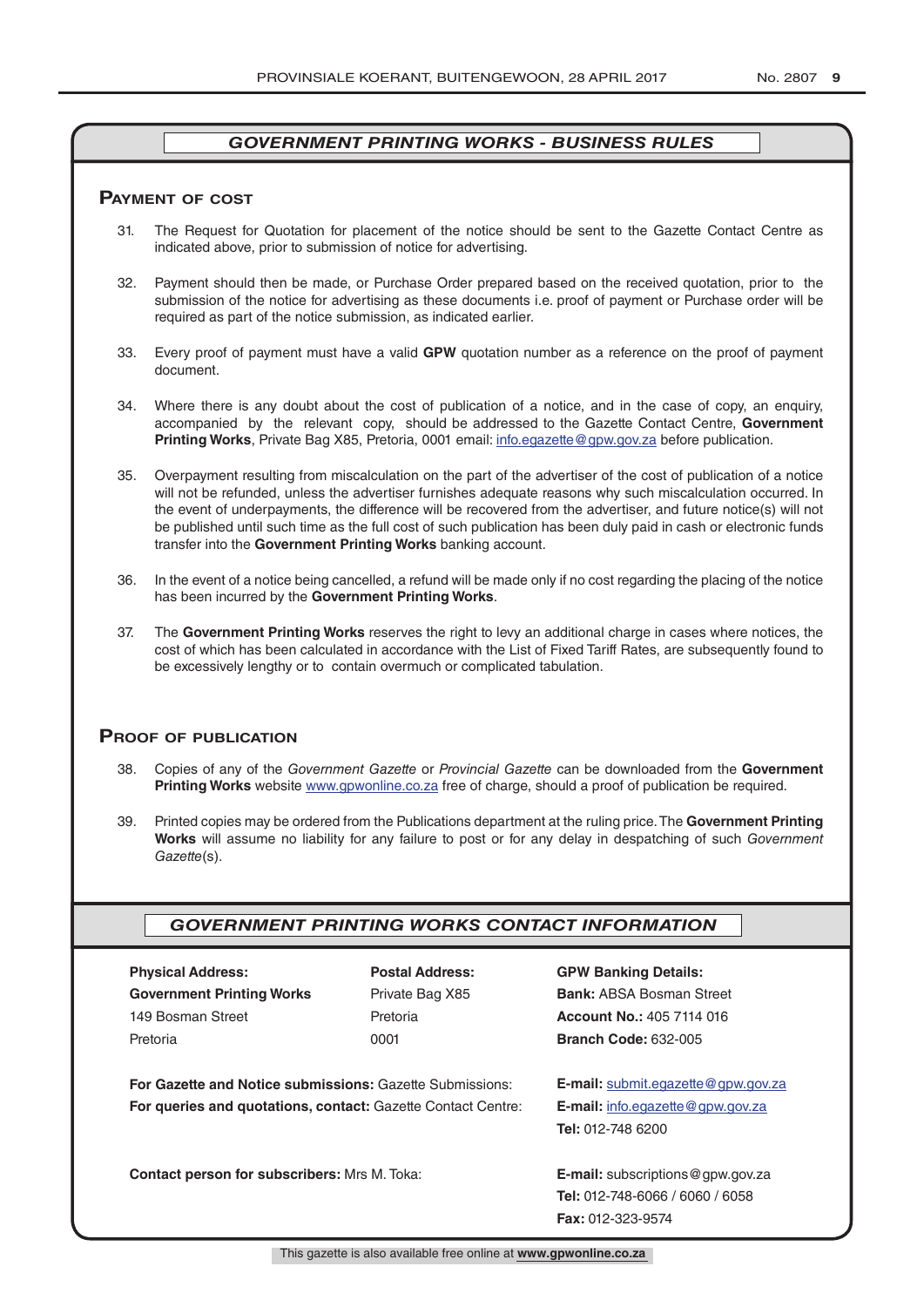## GOVERNMENT PRINTING WORKS - BUSINESS RULES

### Payment of cost

31. The Request for Quotation for placement of the notice should be sent to the Gazette Contact Centre as indicated above, prior to submission of notice for advertising.

32. Payment should then be made, or Purchase Order prepared based on the received quotation, prior to the submission of the notice for advertising as these documents i.e. proof of payment or Purchase order will be required as part of the notice submission, as indicated earlier.

33. Every proof of payment must have a valid **GPW** quotation number as a reference on the proof of payment document.

34. Where there is any doubt about the cost of publication of a notice, and in the case of copy, an enquiry, accompanied by the relevant copy, should be addressed to the Gazette Contact Centre, **Government Printing Works**, Private Bag X85, Pretoria, 0001 email: info.egazette@gpw.gov.za before publication.

35. Overpayment resulting from miscalculation on the part of the advertiser of the cost of publication of a notice will not be refunded, unless the advertiser furnishes adequate reasons why such miscalculation occurred. In the event of underpayments, the difference will be recovered from the advertiser, and future notice(s) will not be published until such time as the full cost of such publication has been duly paid in cash or electronic funds transfer into the **Government Printing Works** banking account.

36. In the event of a notice being cancelled, a refund will be made only if no cost regarding the placing of the notice has been incurred by the **Government Printing Works**.

37. The **Government Printing Works** reserves the right to levy an additional charge in cases where notices, the cost of which has been calculated in accordance with the List of Fixed Tariff Rates, are subsequently found to be excessively lengthy or to contain overmuch or complicated tabulation.

### Proof of publication

38. Copies of any of the *Government Gazette* or *Provincial Gazette* can be downloaded from the **Government Printing Works** website www.gpwonline.co.za free of charge, should a proof of publication be required.

39. Printed copies may be ordered from the Publications department at the ruling price. The **Government Printing Works** will assume no liability for any failure to post or for any delay in despatching of such *Government Gazette*(s).

## GOVERNMENT PRINTING WORKS CONTACT INFORMATION

| **Physical Address:** | **Postal Address:** | **GPW Banking Details:** |
|---|---|---|
| **Government Printing Works** | Private Bag X85 | **Bank:** ABSA Bosman Street |
| 149 Bosman Street | Pretoria | **Account No.:** 405 7114 016 |
| Pretoria | 0001 | **Branch Code:** 632-005 |

**For Gazette and Notice submissions:** Gazette Submissions: **E-mail:** submit.egazette@gpw.gov.za

**For queries and quotations, contact:** Gazette Contact Centre: **E-mail:** info.egazette@gpw.gov.za
**Tel:** 012-748 6200

**Contact person for subscribers:** Mrs M. Toka: **E-mail:** subscriptions@gpw.gov.za
**Tel:** 012-748-6066 / 6060 / 6058
**Fax:** 012-323-9574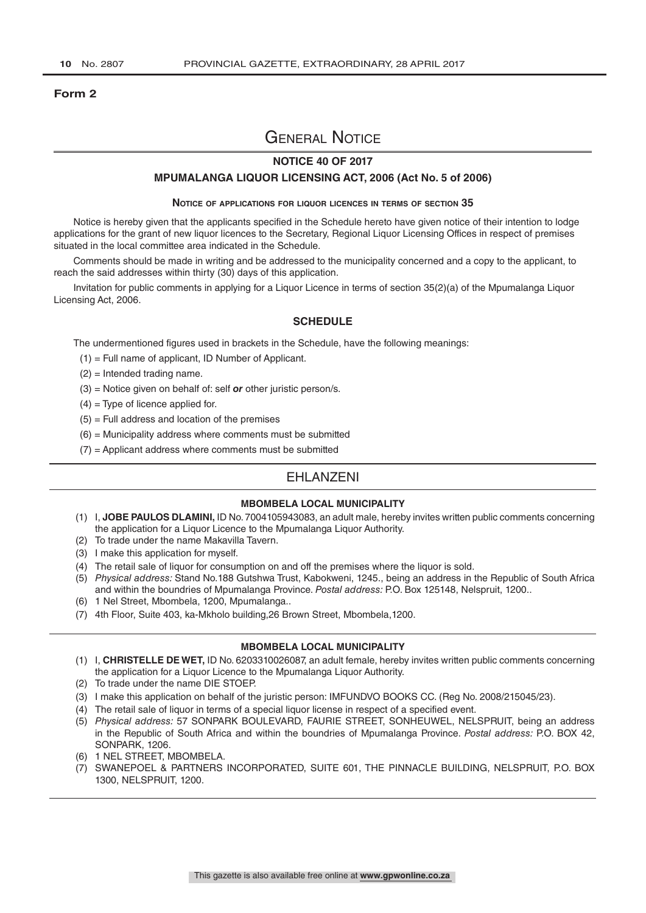**Form 2**

# General Notice

## NOTICE 40 OF 2017

## MPUMALANGA LIQUOR LICENSING ACT, 2006 (Act No. 5 of 2006)

### Notice of applications for liquor licences in terms of section 35

Notice is hereby given that the applicants specified in the Schedule hereto have given notice of their intention to lodge applications for the grant of new liquor licences to the Secretary, Regional Liquor Licensing Offices in respect of premises situated in the local committee area indicated in the Schedule.

Comments should be made in writing and be addressed to the municipality concerned and a copy to the applicant, to reach the said addresses within thirty (30) days of this application.

Invitation for public comments in applying for a Liquor Licence in terms of section 35(2)(a) of the Mpumalanga Liquor Licensing Act, 2006.

## SCHEDULE

The undermentioned figures used in brackets in the Schedule, have the following meanings:

(1) = Full name of applicant, ID Number of Applicant.

(2) = Intended trading name.

(3) = Notice given on behalf of: self ***or*** other juristic person/s.

(4) = Type of licence applied for.

(5) = Full address and location of the premises

(6) = Municipality address where comments must be submitted

(7) = Applicant address where comments must be submitted

## EHLANZENI

### MBOMBELA LOCAL MUNICIPALITY

(1) I, **JOBE PAULOS DLAMINI,** ID No. 7004105943083, an adult male, hereby invites written public comments concerning the application for a Liquor Licence to the Mpumalanga Liquor Authority.

(2) To trade under the name Makavilla Tavern.

(3) I make this application for myself.

(4) The retail sale of liquor for consumption on and off the premises where the liquor is sold.

(5) *Physical address:* Stand No.188 Gutshwa Trust, Kabokweni, 1245., being an address in the Republic of South Africa and within the boundries of Mpumalanga Province. *Postal address:* P.O. Box 125148, Nelspruit, 1200..

(6) 1 Nel Street, Mbombela, 1200, Mpumalanga..

(7) 4th Floor, Suite 403, ka-Mkholo building,26 Brown Street, Mbombela,1200.

### MBOMBELA LOCAL MUNICIPALITY

(1) I, **CHRISTELLE DE WET,** ID No. 6203310026087, an adult female, hereby invites written public comments concerning the application for a Liquor Licence to the Mpumalanga Liquor Authority.

(2) To trade under the name DIE STOEP.

(3) I make this application on behalf of the juristic person: IMFUNDVO BOOKS CC. (Reg No. 2008/215045/23).

(4) The retail sale of liquor in terms of a special liquor license in respect of a specified event.

(5) *Physical address:* 57 SONPARK BOULEVARD, FAURIE STREET, SONHEUWEL, NELSPRUIT, being an address in the Republic of South Africa and within the boundries of Mpumalanga Province. *Postal address:* P.O. BOX 42, SONPARK, 1206.

(6) 1 NEL STREET, MBOMBELA.

(7) SWANEPOEL & PARTNERS INCORPORATED, SUITE 601, THE PINNACLE BUILDING, NELSPRUIT, P.O. BOX 1300, NELSPRUIT, 1200.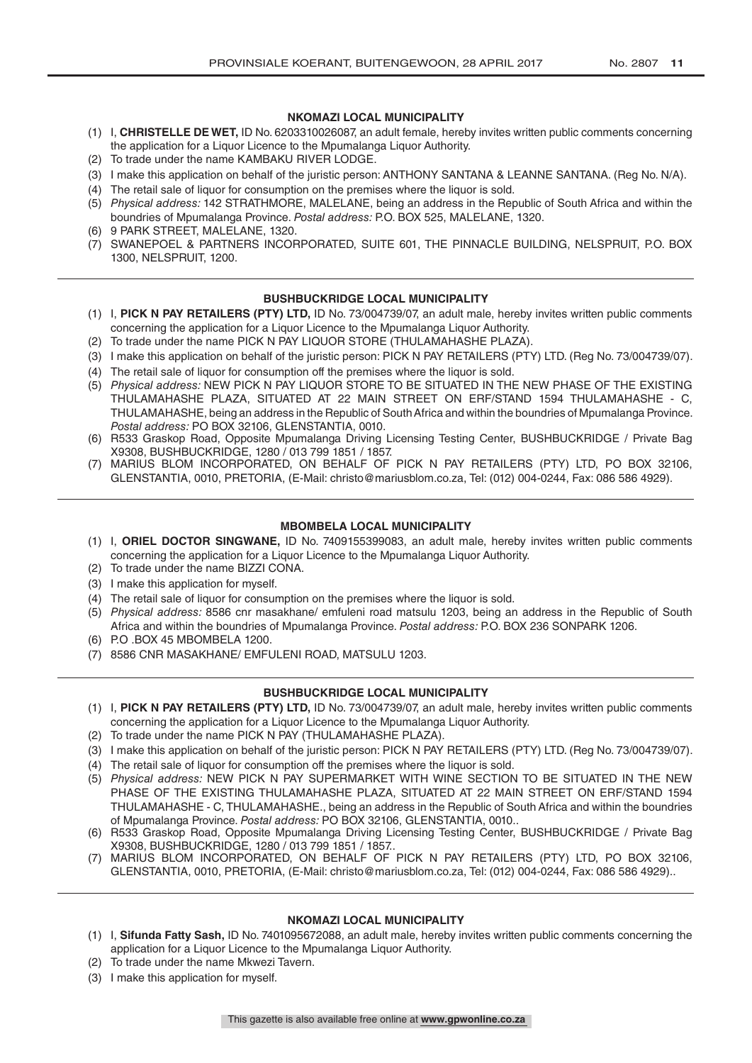### NKOMAZI LOCAL MUNICIPALITY

(1) I, **CHRISTELLE DE WET,** ID No. 6203310026087, an adult female, hereby invites written public comments concerning the application for a Liquor Licence to the Mpumalanga Liquor Authority.
(2) To trade under the name KAMBAKU RIVER LODGE.
(3) I make this application on behalf of the juristic person: ANTHONY SANTANA & LEANNE SANTANA. (Reg No. N/A).
(4) The retail sale of liquor for consumption on the premises where the liquor is sold.
(5) *Physical address:* 142 STRATHMORE, MALELANE, being an address in the Republic of South Africa and within the boundries of Mpumalanga Province. *Postal address:* P.O. BOX 525, MALELANE, 1320.
(6) 9 PARK STREET, MALELANE, 1320.
(7) SWANEPOEL & PARTNERS INCORPORATED, SUITE 601, THE PINNACLE BUILDING, NELSPRUIT, P.O. BOX 1300, NELSPRUIT, 1200.

### BUSHBUCKRIDGE LOCAL MUNICIPALITY

(1) I, **PICK N PAY RETAILERS (PTY) LTD,** ID No. 73/004739/07, an adult male, hereby invites written public comments concerning the application for a Liquor Licence to the Mpumalanga Liquor Authority.
(2) To trade under the name PICK N PAY LIQUOR STORE (THULAMAHASHE PLAZA).
(3) I make this application on behalf of the juristic person: PICK N PAY RETAILERS (PTY) LTD. (Reg No. 73/004739/07).
(4) The retail sale of liquor for consumption off the premises where the liquor is sold.
(5) *Physical address:* NEW PICK N PAY LIQUOR STORE TO BE SITUATED IN THE NEW PHASE OF THE EXISTING THULAMAHASHE PLAZA, SITUATED AT 22 MAIN STREET ON ERF/STAND 1594 THULAMAHASHE - C, THULAMAHASHE, being an address in the Republic of South Africa and within the boundries of Mpumalanga Province. *Postal address:* PO BOX 32106, GLENSTANTIA, 0010.
(6) R533 Graskop Road, Opposite Mpumalanga Driving Licensing Testing Center, BUSHBUCKRIDGE / Private Bag X9308, BUSHBUCKRIDGE, 1280 / 013 799 1851 / 1857.
(7) MARIUS BLOM INCORPORATED, ON BEHALF OF PICK N PAY RETAILERS (PTY) LTD, PO BOX 32106, GLENSTANTIA, 0010, PRETORIA, (E-Mail: christo@mariusblom.co.za, Tel: (012) 004-0244, Fax: 086 586 4929).

### MBOMBELA LOCAL MUNICIPALITY

(1) I, **ORIEL DOCTOR SINGWANE,** ID No. 7409155399083, an adult male, hereby invites written public comments concerning the application for a Liquor Licence to the Mpumalanga Liquor Authority.
(2) To trade under the name BIZZI CONA.
(3) I make this application for myself.
(4) The retail sale of liquor for consumption on the premises where the liquor is sold.
(5) *Physical address:* 8586 cnr masakhane/ emfuleni road matsulu 1203, being an address in the Republic of South Africa and within the boundries of Mpumalanga Province. *Postal address:* P.O. BOX 236 SONPARK 1206.
(6) P.O .BOX 45 MBOMBELA 1200.
(7) 8586 CNR MASAKHANE/ EMFULENI ROAD, MATSULU 1203.

### BUSHBUCKRIDGE LOCAL MUNICIPALITY

(1) I, **PICK N PAY RETAILERS (PTY) LTD,** ID No. 73/004739/07, an adult male, hereby invites written public comments concerning the application for a Liquor Licence to the Mpumalanga Liquor Authority.
(2) To trade under the name PICK N PAY (THULAMAHASHE PLAZA).
(3) I make this application on behalf of the juristic person: PICK N PAY RETAILERS (PTY) LTD. (Reg No. 73/004739/07).
(4) The retail sale of liquor for consumption off the premises where the liquor is sold.
(5) *Physical address:* NEW PICK N PAY SUPERMARKET WITH WINE SECTION TO BE SITUATED IN THE NEW PHASE OF THE EXISTING THULAMAHASHE PLAZA, SITUATED AT 22 MAIN STREET ON ERF/STAND 1594 THULAMAHASHE - C, THULAMAHASHE., being an address in the Republic of South Africa and within the boundries of Mpumalanga Province. *Postal address:* PO BOX 32106, GLENSTANTIA, 0010..
(6) R533 Graskop Road, Opposite Mpumalanga Driving Licensing Testing Center, BUSHBUCKRIDGE / Private Bag X9308, BUSHBUCKRIDGE, 1280 / 013 799 1851 / 1857..
(7) MARIUS BLOM INCORPORATED, ON BEHALF OF PICK N PAY RETAILERS (PTY) LTD, PO BOX 32106, GLENSTANTIA, 0010, PRETORIA, (E-Mail: christo@mariusblom.co.za, Tel: (012) 004-0244, Fax: 086 586 4929)..

### NKOMAZI LOCAL MUNICIPALITY

(1) I, **Sifunda Fatty Sash,** ID No. 7401095672088, an adult male, hereby invites written public comments concerning the application for a Liquor Licence to the Mpumalanga Liquor Authority.
(2) To trade under the name Mkwezi Tavern.
(3) I make this application for myself.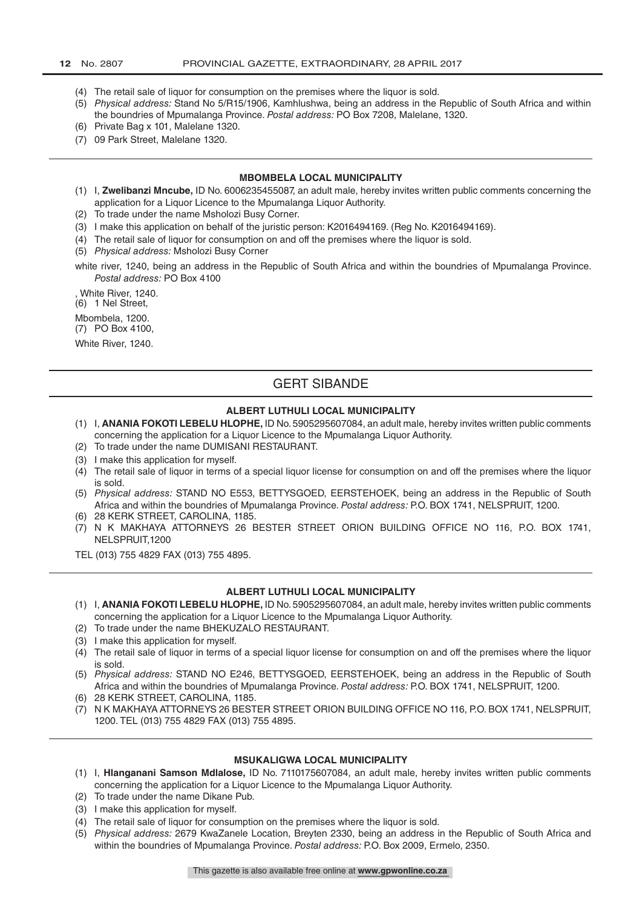(4) The retail sale of liquor for consumption on the premises where the liquor is sold.
(5) *Physical address:* Stand No 5/R15/1906, Kamhlushwa, being an address in the Republic of South Africa and within the boundries of Mpumalanga Province. *Postal address:* PO Box 7208, Malelane, 1320.
(6) Private Bag x 101, Malelane 1320.
(7) 09 Park Street, Malelane 1320.

---

**MBOMBELA LOCAL MUNICIPALITY**

(1) I, **Zwelibanzi Mncube,** ID No. 6006235455087, an adult male, hereby invites written public comments concerning the application for a Liquor Licence to the Mpumalanga Liquor Authority.
(2) To trade under the name Msholozi Busy Corner.
(3) I make this application on behalf of the juristic person: K2016494169. (Reg No. K2016494169).
(4) The retail sale of liquor for consumption on and off the premises where the liquor is sold.
(5) *Physical address:* Msholozi Busy Corner

white river, 1240, being an address in the Republic of South Africa and within the boundries of Mpumalanga Province. *Postal address:* PO Box 4100

, White River, 1240.
(6) 1 Nel Street,

Mbombela, 1200.
(7) PO Box 4100,

White River, 1240.

---

## GERT SIBANDE

**ALBERT LUTHULI LOCAL MUNICIPALITY**

(1) I, **ANANIA FOKOTI LEBELU HLOPHE,** ID No. 5905295607084, an adult male, hereby invites written public comments concerning the application for a Liquor Licence to the Mpumalanga Liquor Authority.
(2) To trade under the name DUMISANI RESTAURANT.
(3) I make this application for myself.
(4) The retail sale of liquor in terms of a special liquor license for consumption on and off the premises where the liquor is sold.
(5) *Physical address:* STAND NO E553, BETTYSGOED, EERSTEHOEK, being an address in the Republic of South Africa and within the boundries of Mpumalanga Province. *Postal address:* P.O. BOX 1741, NELSPRUIT, 1200.
(6) 28 KERK STREET, CAROLINA, 1185.
(7) N K MAKHAYA ATTORNEYS 26 BESTER STREET ORION BUILDING OFFICE NO 116, P.O. BOX 1741, NELSPRUIT,1200

TEL (013) 755 4829 FAX (013) 755 4895.

---

**ALBERT LUTHULI LOCAL MUNICIPALITY**

(1) I, **ANANIA FOKOTI LEBELU HLOPHE,** ID No. 5905295607084, an adult male, hereby invites written public comments concerning the application for a Liquor Licence to the Mpumalanga Liquor Authority.
(2) To trade under the name BHEKUZALO RESTAURANT.
(3) I make this application for myself.
(4) The retail sale of liquor in terms of a special liquor license for consumption on and off the premises where the liquor is sold.
(5) *Physical address:* STAND NO E246, BETTYSGOED, EERSTEHOEK, being an address in the Republic of South Africa and within the boundries of Mpumalanga Province. *Postal address:* P.O. BOX 1741, NELSPRUIT, 1200.
(6) 28 KERK STREET, CAROLINA, 1185.
(7) N K MAKHAYA ATTORNEYS 26 BESTER STREET ORION BUILDING OFFICE NO 116, P.O. BOX 1741, NELSPRUIT, 1200. TEL (013) 755 4829 FAX (013) 755 4895.

---

**MSUKALIGWA LOCAL MUNICIPALITY**

(1) I, **Hlanganani Samson Mdlalose,** ID No. 7110175607084, an adult male, hereby invites written public comments concerning the application for a Liquor Licence to the Mpumalanga Liquor Authority.
(2) To trade under the name Dikane Pub.
(3) I make this application for myself.
(4) The retail sale of liquor for consumption on the premises where the liquor is sold.
(5) *Physical address:* 2679 KwaZanele Location, Breyten 2330, being an address in the Republic of South Africa and within the boundries of Mpumalanga Province. *Postal address:* P.O. Box 2009, Ermelo, 2350.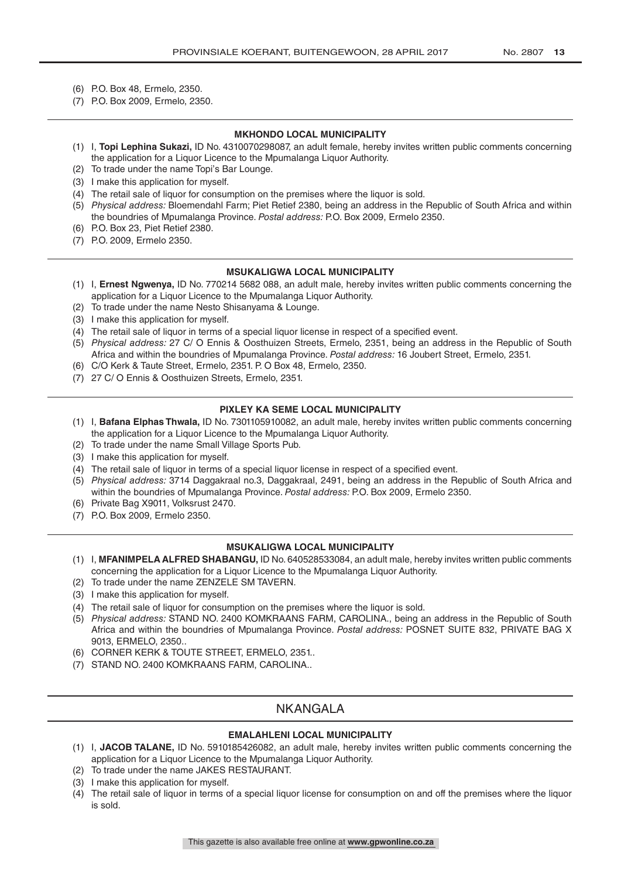(6) P.O. Box 48, Ermelo, 2350.
(7) P.O. Box 2009, Ermelo, 2350.

---

#### MKHONDO LOCAL MUNICIPALITY

(1) I, **Topi Lephina Sukazi,** ID No. 4310070298087, an adult female, hereby invites written public comments concerning the application for a Liquor Licence to the Mpumalanga Liquor Authority.
(2) To trade under the name Topi's Bar Lounge.
(3) I make this application for myself.
(4) The retail sale of liquor for consumption on the premises where the liquor is sold.
(5) *Physical address:* Bloemendahl Farm; Piet Retief 2380, being an address in the Republic of South Africa and within the boundries of Mpumalanga Province. *Postal address:* P.O. Box 2009, Ermelo 2350.
(6) P.O. Box 23, Piet Retief 2380.
(7) P.O. 2009, Ermelo 2350.

---

#### MSUKALIGWA LOCAL MUNICIPALITY

(1) I, **Ernest Ngwenya,** ID No. 770214 5682 088, an adult male, hereby invites written public comments concerning the application for a Liquor Licence to the Mpumalanga Liquor Authority.
(2) To trade under the name Nesto Shisanyama & Lounge.
(3) I make this application for myself.
(4) The retail sale of liquor in terms of a special liquor license in respect of a specified event.
(5) *Physical address:* 27 C/ O Ennis & Oosthuizen Streets, Ermelo, 2351, being an address in the Republic of South Africa and within the boundries of Mpumalanga Province. *Postal address:* 16 Joubert Street, Ermelo, 2351.
(6) C/O Kerk & Taute Street, Ermelo, 2351. P. O Box 48, Ermelo, 2350.
(7) 27 C/ O Ennis & Oosthuizen Streets, Ermelo, 2351.

---

#### PIXLEY KA SEME LOCAL MUNICIPALITY

(1) I, **Bafana Elphas Thwala,** ID No. 7301105910082, an adult male, hereby invites written public comments concerning the application for a Liquor Licence to the Mpumalanga Liquor Authority.
(2) To trade under the name Small Village Sports Pub.
(3) I make this application for myself.
(4) The retail sale of liquor in terms of a special liquor license in respect of a specified event.
(5) *Physical address:* 3714 Daggakraal no.3, Daggakraal, 2491, being an address in the Republic of South Africa and within the boundries of Mpumalanga Province. *Postal address:* P.O. Box 2009, Ermelo 2350.
(6) Private Bag X9011, Volksrust 2470.
(7) P.O. Box 2009, Ermelo 2350.

---

#### MSUKALIGWA LOCAL MUNICIPALITY

(1) I, **MFANIMPELA ALFRED SHABANGU,** ID No. 640528533084, an adult male, hereby invites written public comments concerning the application for a Liquor Licence to the Mpumalanga Liquor Authority.
(2) To trade under the name ZENZELE SM TAVERN.
(3) I make this application for myself.
(4) The retail sale of liquor for consumption on the premises where the liquor is sold.
(5) *Physical address:* STAND NO. 2400 KOMKRAANS FARM, CAROLINA., being an address in the Republic of South Africa and within the boundries of Mpumalanga Province. *Postal address:* POSNET SUITE 832, PRIVATE BAG X 9013, ERMELO, 2350..
(6) CORNER KERK & TOUTE STREET, ERMELO, 2351..
(7) STAND NO. 2400 KOMKRAANS FARM, CAROLINA..

---

## NKANGALA

#### EMALAHLENI LOCAL MUNICIPALITY

(1) I, **JACOB TALANE,** ID No. 5910185426082, an adult male, hereby invites written public comments concerning the application for a Liquor Licence to the Mpumalanga Liquor Authority.
(2) To trade under the name JAKES RESTAURANT.
(3) I make this application for myself.
(4) The retail sale of liquor in terms of a special liquor license for consumption on and off the premises where the liquor is sold.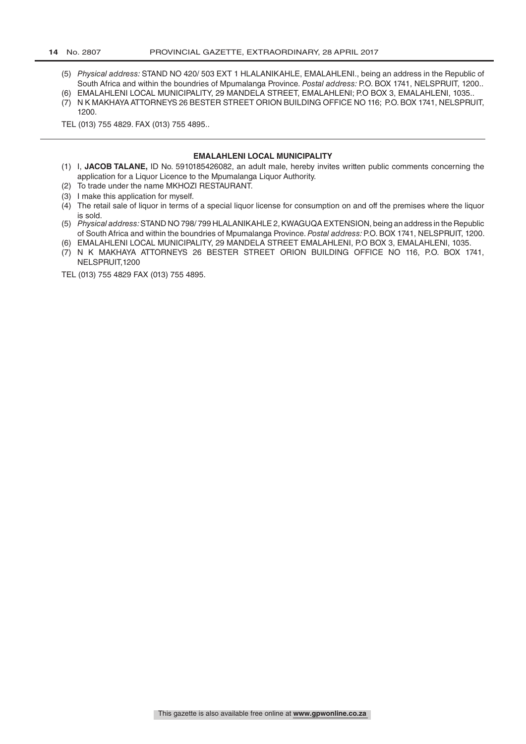(5) *Physical address:* STAND NO 420/ 503 EXT 1 HLALANIKAHLE, EMALAHLENI., being an address in the Republic of South Africa and within the boundries of Mpumalanga Province. *Postal address:* P.O. BOX 1741, NELSPRUIT, 1200..
(6) EMALAHLENI LOCAL MUNICIPALITY, 29 MANDELA STREET, EMALAHLENI; P.O BOX 3, EMALAHLENI, 1035..
(7) N K MAKHAYA ATTORNEYS 26 BESTER STREET ORION BUILDING OFFICE NO 116; P.O. BOX 1741, NELSPRUIT, 1200.

TEL (013) 755 4829. FAX (013) 755 4895..

---

**EMALAHLENI LOCAL MUNICIPALITY**

(1) I, **JACOB TALANE,** ID No. 5910185426082, an adult male, hereby invites written public comments concerning the application for a Liquor Licence to the Mpumalanga Liquor Authority.
(2) To trade under the name MKHOZI RESTAURANT.
(3) I make this application for myself.
(4) The retail sale of liquor in terms of a special liquor license for consumption on and off the premises where the liquor is sold.
(5) *Physical address:* STAND NO 798/ 799 HLALANIKAHLE 2, KWAGUQA EXTENSION, being an address in the Republic of South Africa and within the boundries of Mpumalanga Province. *Postal address:* P.O. BOX 1741, NELSPRUIT, 1200.
(6) EMALAHLENI LOCAL MUNICIPALITY, 29 MANDELA STREET EMALAHLENI, P.O BOX 3, EMALAHLENI, 1035.
(7) N K MAKHAYA ATTORNEYS 26 BESTER STREET ORION BUILDING OFFICE NO 116, P.O. BOX 1741, NELSPRUIT,1200

TEL (013) 755 4829 FAX (013) 755 4895.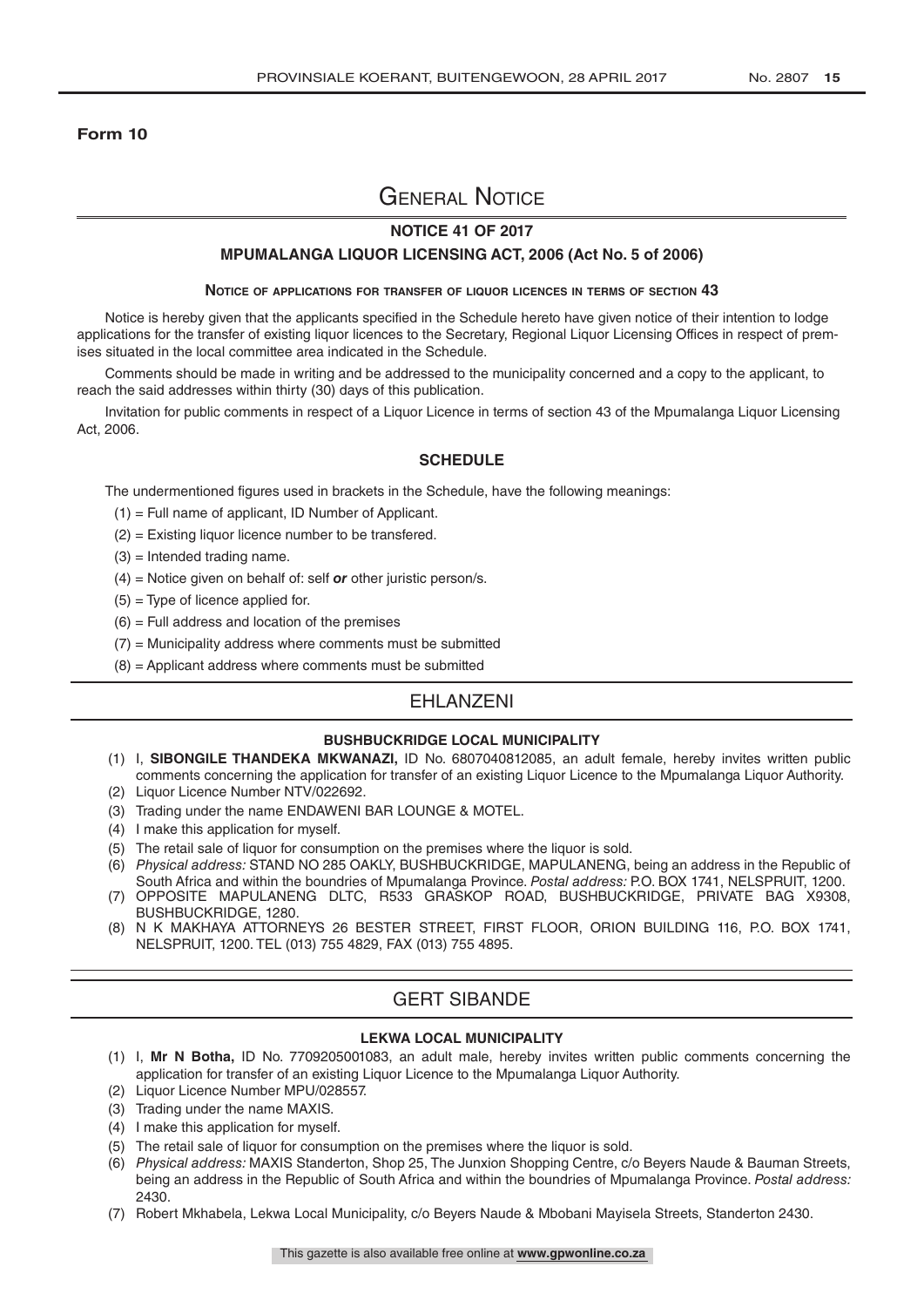**Form 10**

# General Notice

## NOTICE 41 OF 2017

## MPUMALANGA LIQUOR LICENSING ACT, 2006 (Act No. 5 of 2006)

### Notice of applications for transfer of liquor licences in terms of section 43

Notice is hereby given that the applicants specified in the Schedule hereto have given notice of their intention to lodge applications for the transfer of existing liquor licences to the Secretary, Regional Liquor Licensing Offices in respect of premises situated in the local committee area indicated in the Schedule.

Comments should be made in writing and be addressed to the municipality concerned and a copy to the applicant, to reach the said addresses within thirty (30) days of this publication.

Invitation for public comments in respect of a Liquor Licence in terms of section 43 of the Mpumalanga Liquor Licensing Act, 2006.

### SCHEDULE

The undermentioned figures used in brackets in the Schedule, have the following meanings:

(1) = Full name of applicant, ID Number of Applicant.

(2) = Existing liquor licence number to be transfered.

(3) = Intended trading name.

(4) = Notice given on behalf of: self ***or*** other juristic person/s.

(5) = Type of licence applied for.

(6) = Full address and location of the premises

(7) = Municipality address where comments must be submitted

(8) = Applicant address where comments must be submitted

## EHLANZENI

### BUSHBUCKRIDGE LOCAL MUNICIPALITY

(1) I, **SIBONGILE THANDEKA MKWANAZI,** ID No. 6807040812085, an adult female, hereby invites written public comments concerning the application for transfer of an existing Liquor Licence to the Mpumalanga Liquor Authority.

(2) Liquor Licence Number NTV/022692.

(3) Trading under the name ENDAWENI BAR LOUNGE & MOTEL.

(4) I make this application for myself.

(5) The retail sale of liquor for consumption on the premises where the liquor is sold.

(6) *Physical address:* STAND NO 285 OAKLY, BUSHBUCKRIDGE, MAPULANENG, being an address in the Republic of South Africa and within the boundries of Mpumalanga Province. *Postal address:* P.O. BOX 1741, NELSPRUIT, 1200.

(7) OPPOSITE MAPULANENG DLTC, R533 GRASKOP ROAD, BUSHBUCKRIDGE, PRIVATE BAG X9308, BUSHBUCKRIDGE, 1280.

(8) N K MAKHAYA ATTORNEYS 26 BESTER STREET, FIRST FLOOR, ORION BUILDING 116, P.O. BOX 1741, NELSPRUIT, 1200. TEL (013) 755 4829, FAX (013) 755 4895.

## GERT SIBANDE

### LEKWA LOCAL MUNICIPALITY

(1) I, **Mr N Botha,** ID No. 7709205001083, an adult male, hereby invites written public comments concerning the application for transfer of an existing Liquor Licence to the Mpumalanga Liquor Authority.

(2) Liquor Licence Number MPU/028557.

(3) Trading under the name MAXIS.

(4) I make this application for myself.

(5) The retail sale of liquor for consumption on the premises where the liquor is sold.

(6) *Physical address:* MAXIS Standerton, Shop 25, The Junxion Shopping Centre, c/o Beyers Naude & Bauman Streets, being an address in the Republic of South Africa and within the boundries of Mpumalanga Province. *Postal address:* 2430.

(7) Robert Mkhabela, Lekwa Local Municipality, c/o Beyers Naude & Mbobani Mayisela Streets, Standerton 2430.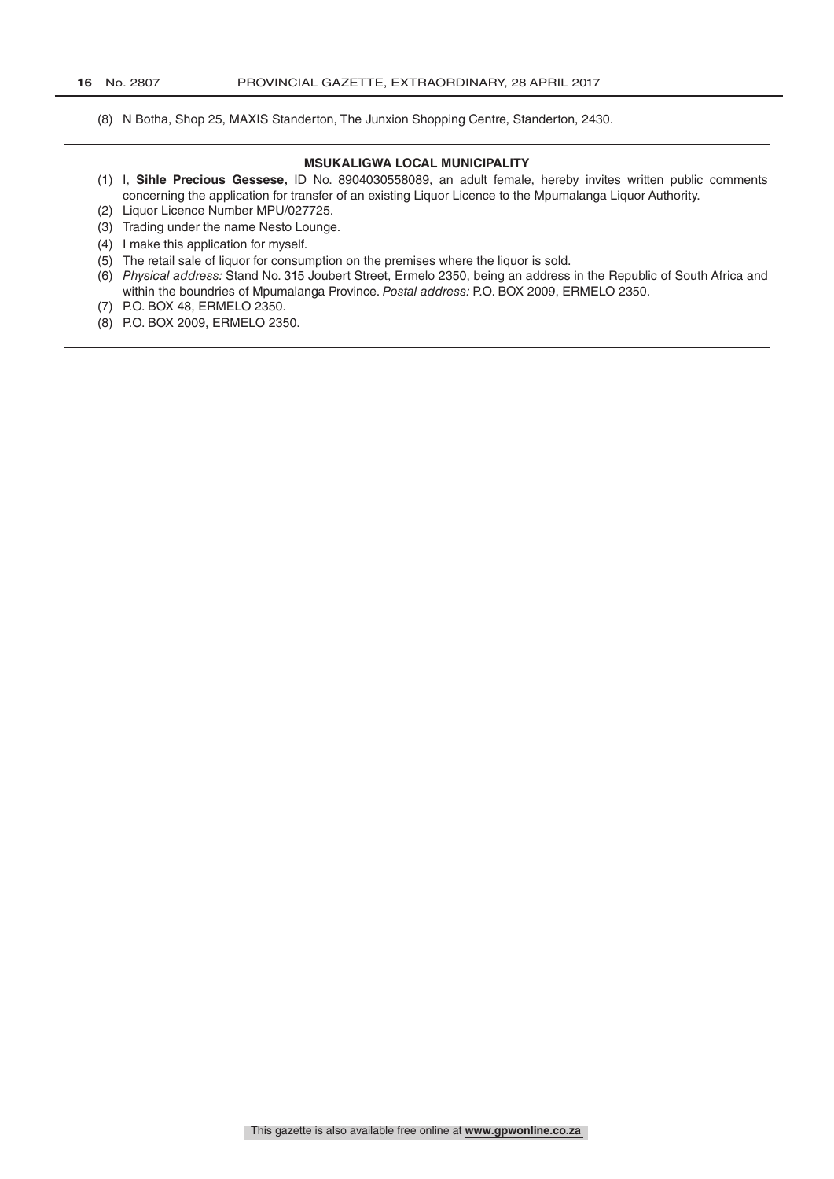(8) N Botha, Shop 25, MAXIS Standerton, The Junxion Shopping Centre, Standerton, 2430.

---

**MSUKALIGWA LOCAL MUNICIPALITY**

(1) I, **Sihle Precious Gessese,** ID No. 8904030558089, an adult female, hereby invites written public comments concerning the application for transfer of an existing Liquor Licence to the Mpumalanga Liquor Authority.

(2) Liquor Licence Number MPU/027725.

(3) Trading under the name Nesto Lounge.

(4) I make this application for myself.

(5) The retail sale of liquor for consumption on the premises where the liquor is sold.

(6) *Physical address:* Stand No. 315 Joubert Street, Ermelo 2350, being an address in the Republic of South Africa and within the boundries of Mpumalanga Province. *Postal address:* P.O. BOX 2009, ERMELO 2350.

(7) P.O. BOX 48, ERMELO 2350.

(8) P.O. BOX 2009, ERMELO 2350.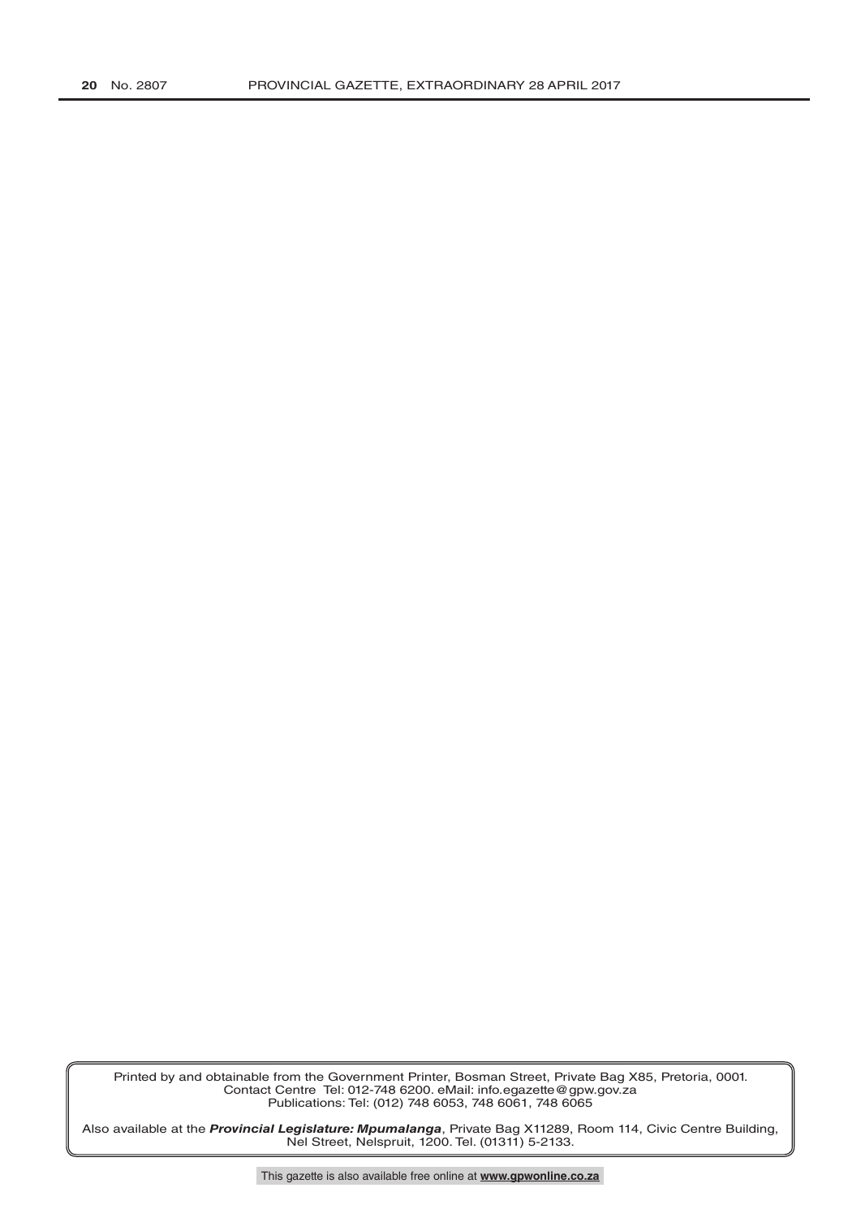Printed by and obtainable from the Government Printer, Bosman Street, Private Bag X85, Pretoria, 0001.
Contact Centre Tel: 012-748 6200. eMail: info.egazette@gpw.gov.za
Publications: Tel: (012) 748 6053, 748 6061, 748 6065

Also available at the ***Provincial Legislature: Mpumalanga***, Private Bag X11289, Room 114, Civic Centre Building, Nel Street, Nelspruit, 1200. Tel. (01311) 5-2133.

This gazette is also available free online at **www.gpwonline.co.za**